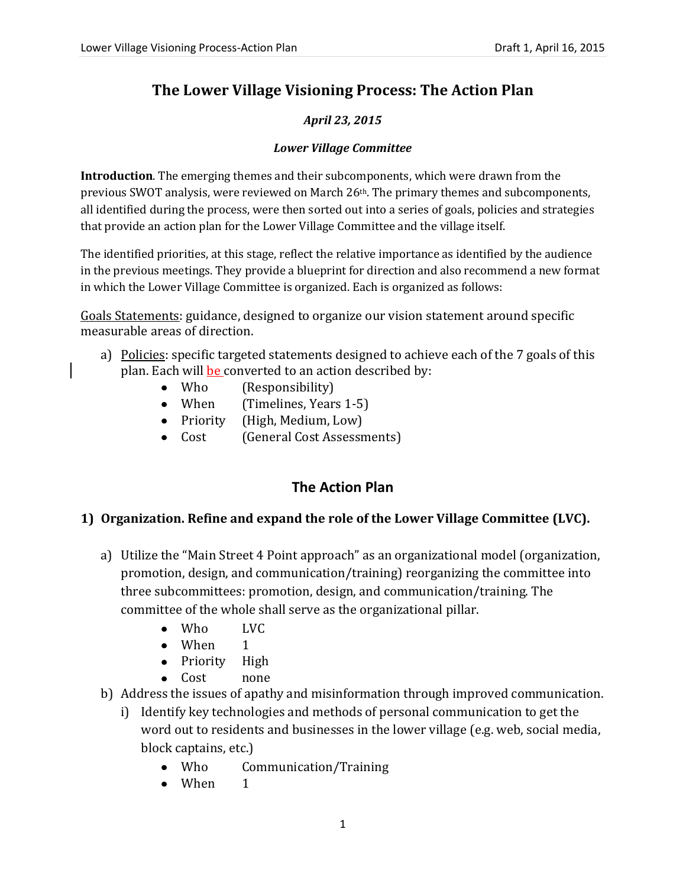# The Lower Village Visioning Process: The Action Plan

***April 23, 2015***

***Lower Village Committee***

**Introduction**. The emerging themes and their subcomponents, which were drawn from the previous SWOT analysis, were reviewed on March 26th. The primary themes and subcomponents, all identified during the process, were then sorted out into a series of goals, policies and strategies that provide an action plan for the Lower Village Committee and the village itself.

The identified priorities, at this stage, reflect the relative importance as identified by the audience in the previous meetings. They provide a blueprint for direction and also recommend a new format in which the Lower Village Committee is organized. Each is organized as follows:

Goals Statements: guidance, designed to organize our vision statement around specific measurable areas of direction.

a) Policies: specific targeted statements designed to achieve each of the 7 goals of this plan. Each will be converted to an action described by:
    - Who (Responsibility)
    - When (Timelines, Years 1-5)
    - Priority (High, Medium, Low)
    - Cost (General Cost Assessments)

## The Action Plan

### 1) Organization. Refine and expand the role of the Lower Village Committee (LVC).

a) Utilize the "Main Street 4 Point approach" as an organizational model (organization, promotion, design, and communication/training) reorganizing the committee into three subcommittees: promotion, design, and communication/training. The committee of the whole shall serve as the organizational pillar.
    - Who LVC
    - When 1
    - Priority High
    - Cost none

b) Address the issues of apathy and misinformation through improved communication.
    i) Identify key technologies and methods of personal communication to get the word out to residents and businesses in the lower village (e.g. web, social media, block captains, etc.)
        - Who Communication/Training
        - When 1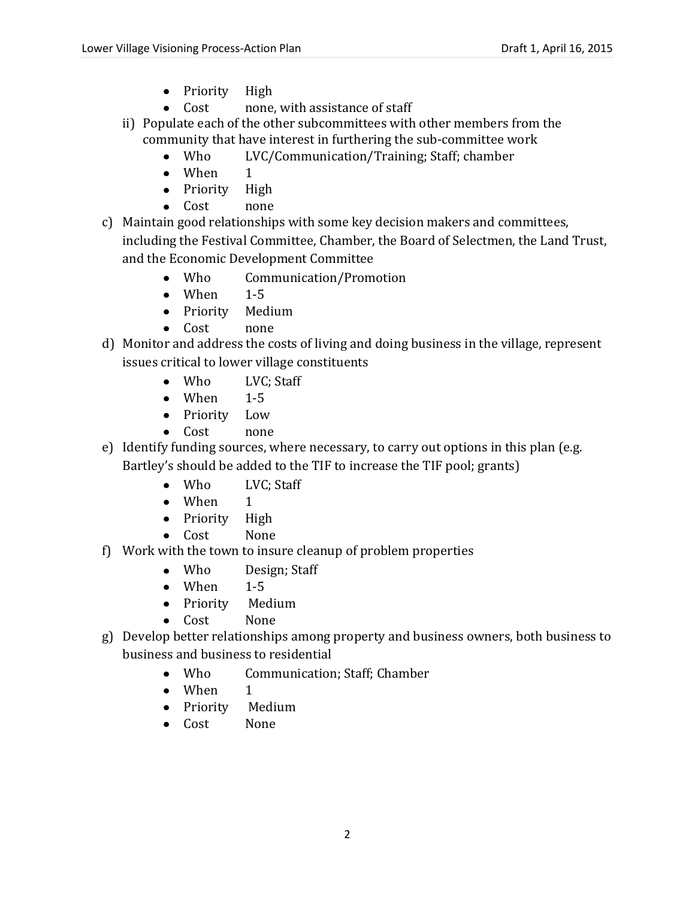- Priority High
- Cost none, with assistance of staff

ii) Populate each of the other subcommittees with other members from the community that have interest in furthering the sub-committee work
   - Who LVC/Communication/Training; Staff; chamber
   - When 1
   - Priority High
   - Cost none

c) Maintain good relationships with some key decision makers and committees, including the Festival Committee, Chamber, the Board of Selectmen, the Land Trust, and the Economic Development Committee
   - Who Communication/Promotion
   - When 1-5
   - Priority Medium
   - Cost none

d) Monitor and address the costs of living and doing business in the village, represent issues critical to lower village constituents
   - Who LVC; Staff
   - When 1-5
   - Priority Low
   - Cost none

e) Identify funding sources, where necessary, to carry out options in this plan (e.g. Bartley's should be added to the TIF to increase the TIF pool; grants)
   - Who LVC; Staff
   - When 1
   - Priority High
   - Cost None

f) Work with the town to insure cleanup of problem properties
   - Who Design; Staff
   - When 1-5
   - Priority Medium
   - Cost None

g) Develop better relationships among property and business owners, both business to business and business to residential
   - Who Communication; Staff; Chamber
   - When 1
   - Priority Medium
   - Cost None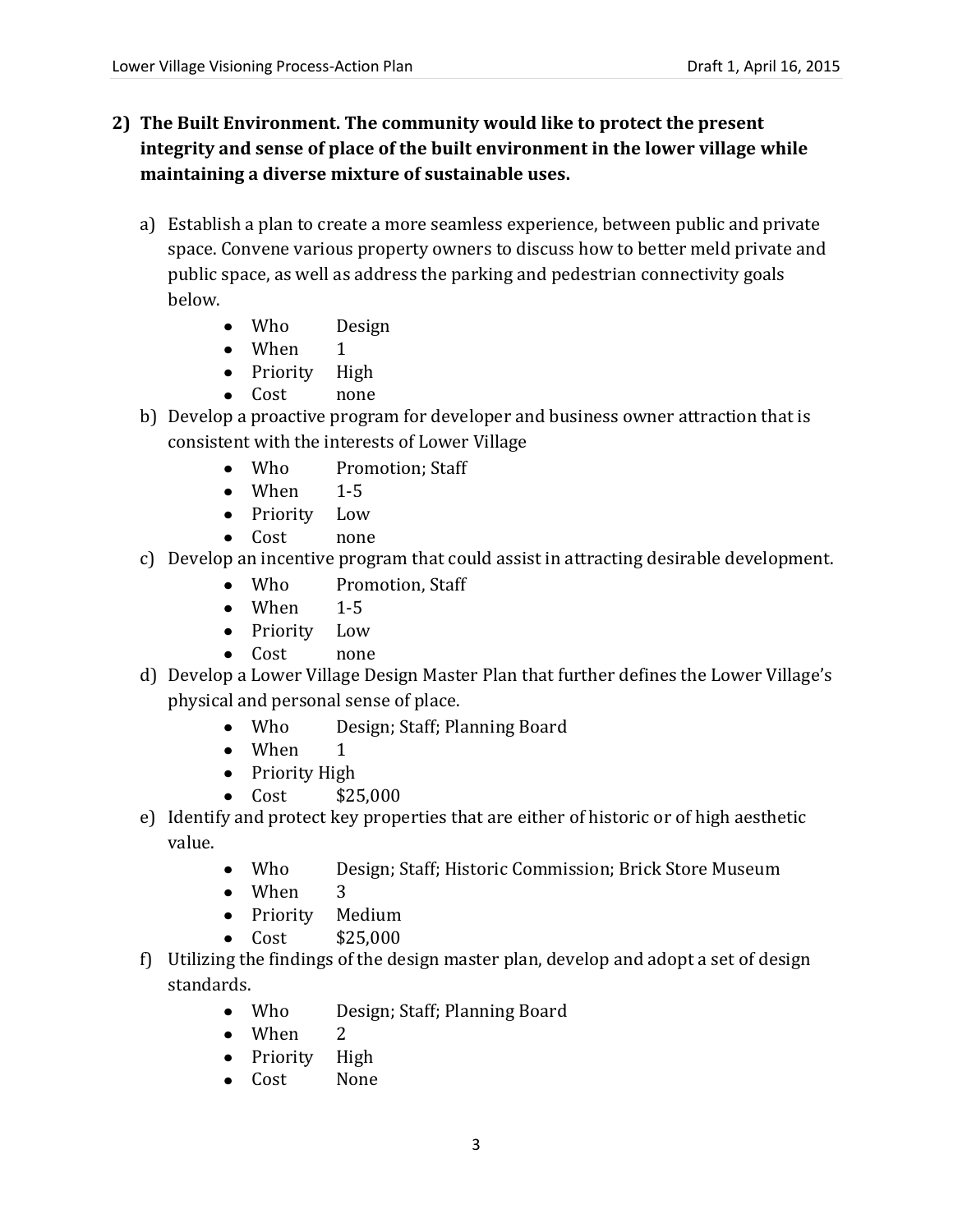## 2) The Built Environment. The community would like to protect the present integrity and sense of place of the built environment in the lower village while maintaining a diverse mixture of sustainable uses.

a) Establish a plan to create a more seamless experience, between public and private space. Convene various property owners to discuss how to better meld private and public space, as well as address the parking and pedestrian connectivity goals below.
   - Who Design
   - When 1
   - Priority High
   - Cost none

b) Develop a proactive program for developer and business owner attraction that is consistent with the interests of Lower Village
   - Who Promotion; Staff
   - When 1-5
   - Priority Low
   - Cost none

c) Develop an incentive program that could assist in attracting desirable development.
   - Who Promotion, Staff
   - When 1-5
   - Priority Low
   - Cost none

d) Develop a Lower Village Design Master Plan that further defines the Lower Village's physical and personal sense of place.
   - Who Design; Staff; Planning Board
   - When 1
   - Priority High
   - Cost $25,000

e) Identify and protect key properties that are either of historic or of high aesthetic value.
   - Who Design; Staff; Historic Commission; Brick Store Museum
   - When 3
   - Priority Medium
   - Cost $25,000

f) Utilizing the findings of the design master plan, develop and adopt a set of design standards.
   - Who Design; Staff; Planning Board
   - When 2
   - Priority High
   - Cost None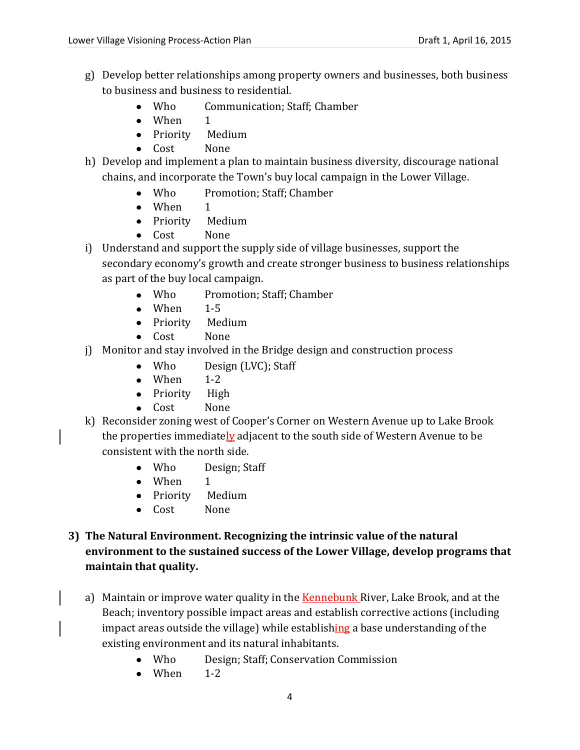g) Develop better relationships among property owners and businesses, both business to business and business to residential.
   - Who Communication; Staff; Chamber
   - When 1
   - Priority Medium
   - Cost None

h) Develop and implement a plan to maintain business diversity, discourage national chains, and incorporate the Town's buy local campaign in the Lower Village.
   - Who Promotion; Staff; Chamber
   - When 1
   - Priority Medium
   - Cost None

i) Understand and support the supply side of village businesses, support the secondary economy's growth and create stronger business to business relationships as part of the buy local campaign.
   - Who Promotion; Staff; Chamber
   - When 1-5
   - Priority Medium
   - Cost None

j) Monitor and stay involved in the Bridge design and construction process
   - Who Design (LVC); Staff
   - When 1-2
   - Priority High
   - Cost None

k) Reconsider zoning west of Cooper's Corner on Western Avenue up to Lake Brook the properties immediately adjacent to the south side of Western Avenue to be consistent with the north side.
   - Who Design; Staff
   - When 1
   - Priority Medium
   - Cost None

**3) The Natural Environment. Recognizing the intrinsic value of the natural environment to the sustained success of the Lower Village, develop programs that maintain that quality.**

a) Maintain or improve water quality in the Kennebunk River, Lake Brook, and at the Beach; inventory possible impact areas and establish corrective actions (including impact areas outside the village) while establishing a base understanding of the existing environment and its natural inhabitants.
   - Who Design; Staff; Conservation Commission
   - When 1-2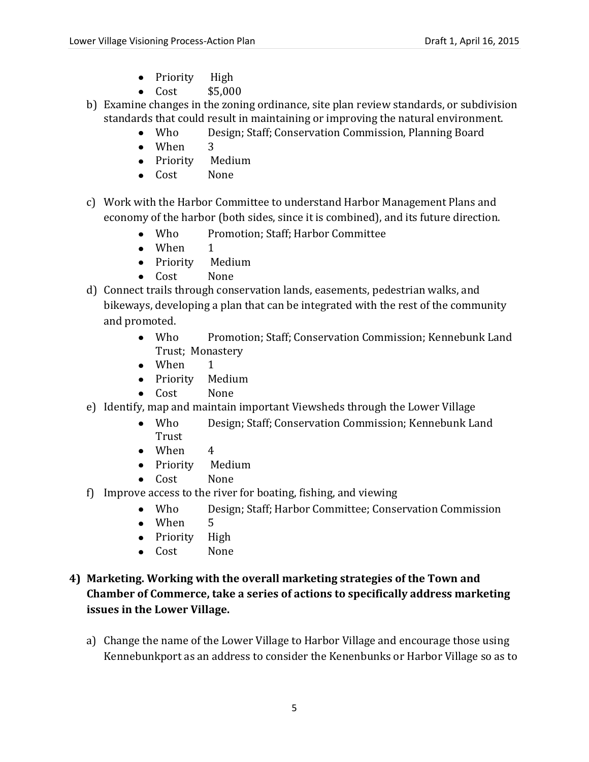- Priority High
- Cost $5,000

b) Examine changes in the zoning ordinance, site plan review standards, or subdivision standards that could result in maintaining or improving the natural environment.
   - Who Design; Staff; Conservation Commission, Planning Board
   - When 3
   - Priority Medium
   - Cost None

c) Work with the Harbor Committee to understand Harbor Management Plans and economy of the harbor (both sides, since it is combined), and its future direction.
   - Who Promotion; Staff; Harbor Committee
   - When 1
   - Priority Medium
   - Cost None

d) Connect trails through conservation lands, easements, pedestrian walks, and bikeways, developing a plan that can be integrated with the rest of the community and promoted.
   - Who Promotion; Staff; Conservation Commission; Kennebunk Land Trust; Monastery
   - When 1
   - Priority Medium
   - Cost None

e) Identify, map and maintain important Viewsheds through the Lower Village
   - Who Design; Staff; Conservation Commission; Kennebunk Land Trust
   - When 4
   - Priority Medium
   - Cost None

f) Improve access to the river for boating, fishing, and viewing
   - Who Design; Staff; Harbor Committee; Conservation Commission
   - When 5
   - Priority High
   - Cost None

**4) Marketing. Working with the overall marketing strategies of the Town and Chamber of Commerce, take a series of actions to specifically address marketing issues in the Lower Village.**

a) Change the name of the Lower Village to Harbor Village and encourage those using Kennebunkport as an address to consider the Kenenbunks or Harbor Village so as to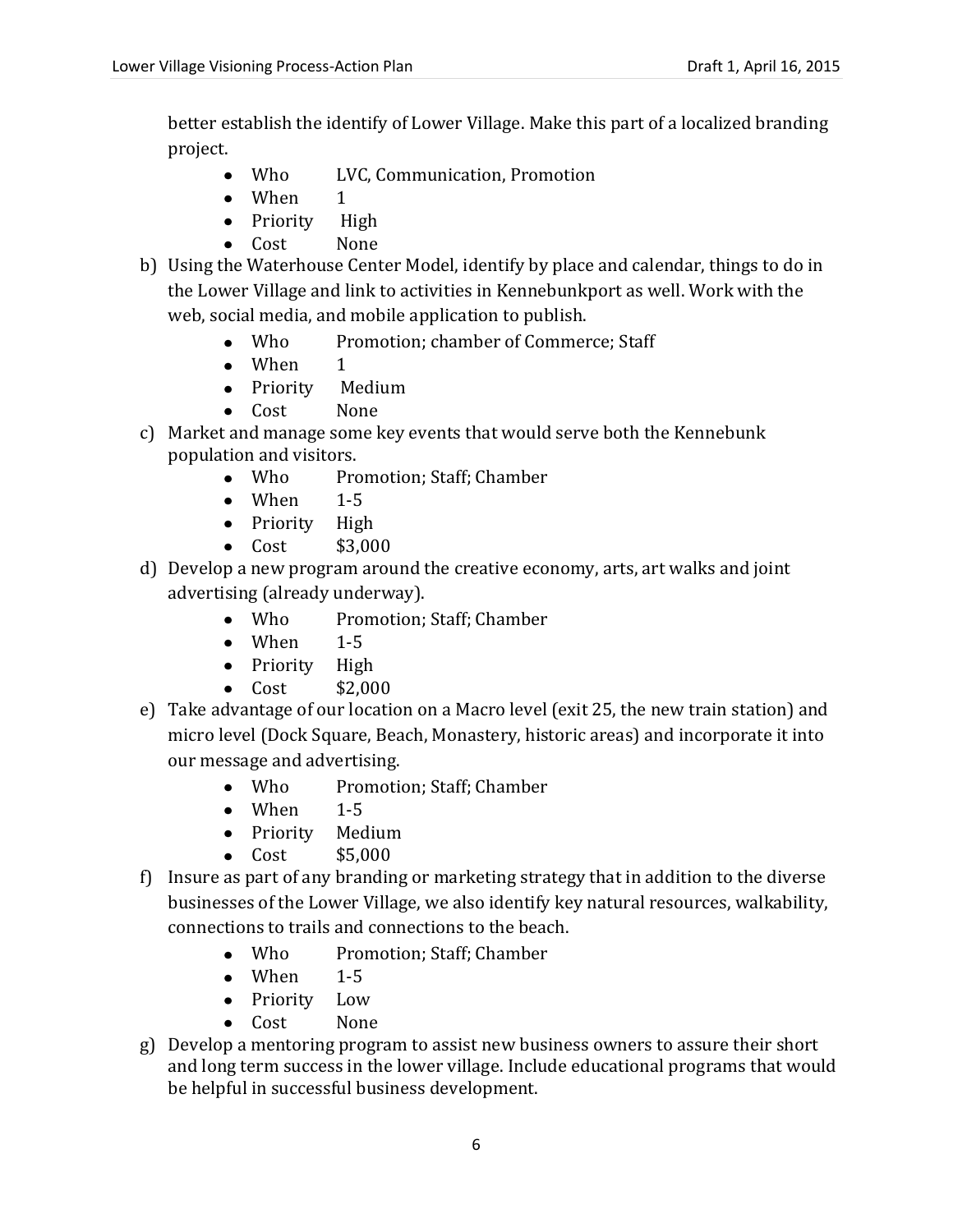better establish the identify of Lower Village. Make this part of a localized branding project.

- Who LVC, Communication, Promotion
- When 1
- Priority High
- Cost None

b) Using the Waterhouse Center Model, identify by place and calendar, things to do in the Lower Village and link to activities in Kennebunkport as well. Work with the web, social media, and mobile application to publish.

- Who Promotion; chamber of Commerce; Staff
- When 1
- Priority Medium
- Cost None

c) Market and manage some key events that would serve both the Kennebunk population and visitors.

- Who Promotion; Staff; Chamber
- When 1-5
- Priority High
- Cost $3,000

d) Develop a new program around the creative economy, arts, art walks and joint advertising (already underway).

- Who Promotion; Staff; Chamber
- When 1-5
- Priority High
- Cost $2,000

e) Take advantage of our location on a Macro level (exit 25, the new train station) and micro level (Dock Square, Beach, Monastery, historic areas) and incorporate it into our message and advertising.

- Who Promotion; Staff; Chamber
- When 1-5
- Priority Medium
- Cost $5,000

f) Insure as part of any branding or marketing strategy that in addition to the diverse businesses of the Lower Village, we also identify key natural resources, walkability, connections to trails and connections to the beach.

- Who Promotion; Staff; Chamber
- When 1-5
- Priority Low
- Cost None

g) Develop a mentoring program to assist new business owners to assure their short and long term success in the lower village. Include educational programs that would be helpful in successful business development.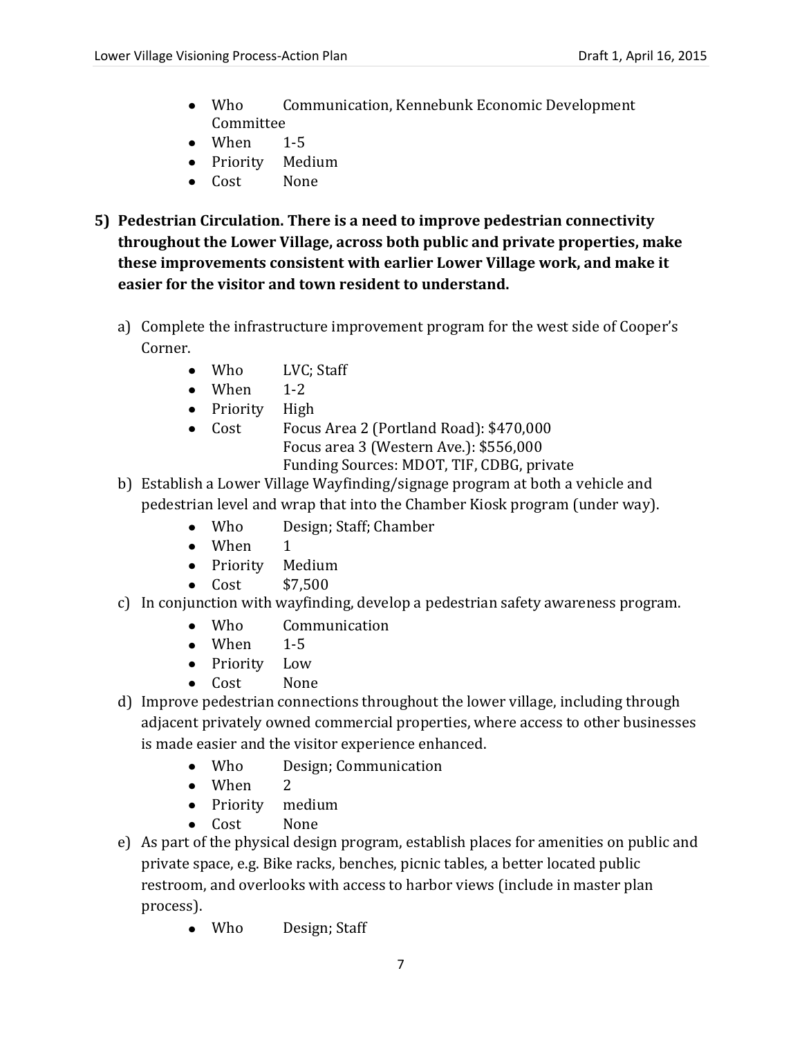- Who Communication, Kennebunk Economic Development Committee
- When 1-5
- Priority Medium
- Cost None

**5) Pedestrian Circulation. There is a need to improve pedestrian connectivity throughout the Lower Village, across both public and private properties, make these improvements consistent with earlier Lower Village work, and make it easier for the visitor and town resident to understand.**

a) Complete the infrastructure improvement program for the west side of Cooper's Corner.
   - Who LVC; Staff
   - When 1-2
   - Priority High
   - Cost Focus Area 2 (Portland Road): $470,000
     Focus area 3 (Western Ave.): $556,000
     Funding Sources: MDOT, TIF, CDBG, private

b) Establish a Lower Village Wayfinding/signage program at both a vehicle and pedestrian level and wrap that into the Chamber Kiosk program (under way).
   - Who Design; Staff; Chamber
   - When 1
   - Priority Medium
   - Cost $7,500

c) In conjunction with wayfinding, develop a pedestrian safety awareness program.
   - Who Communication
   - When 1-5
   - Priority Low
   - Cost None

d) Improve pedestrian connections throughout the lower village, including through adjacent privately owned commercial properties, where access to other businesses is made easier and the visitor experience enhanced.
   - Who Design; Communication
   - When 2
   - Priority medium
   - Cost None

e) As part of the physical design program, establish places for amenities on public and private space, e.g. Bike racks, benches, picnic tables, a better located public restroom, and overlooks with access to harbor views (include in master plan process).
   - Who Design; Staff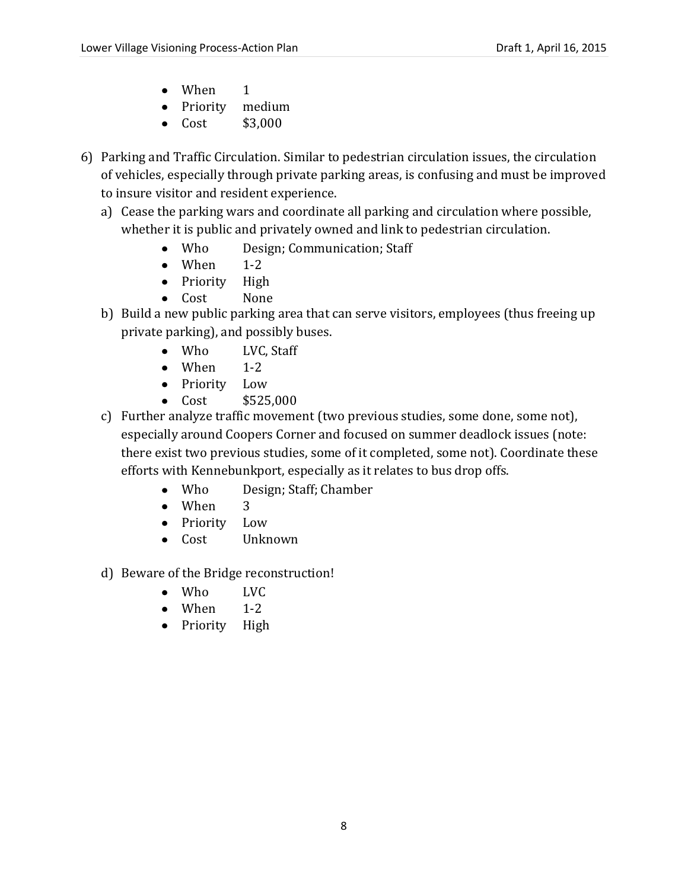- When 1
- Priority medium
- Cost $3,000

6) Parking and Traffic Circulation. Similar to pedestrian circulation issues, the circulation of vehicles, especially through private parking areas, is confusing and must be improved to insure visitor and resident experience.

   a) Cease the parking wars and coordinate all parking and circulation where possible, whether it is public and privately owned and link to pedestrian circulation.
      - Who Design; Communication; Staff
      - When 1-2
      - Priority High
      - Cost None

   b) Build a new public parking area that can serve visitors, employees (thus freeing up private parking), and possibly buses.
      - Who LVC, Staff
      - When 1-2
      - Priority Low
      - Cost $525,000

   c) Further analyze traffic movement (two previous studies, some done, some not), especially around Coopers Corner and focused on summer deadlock issues (note: there exist two previous studies, some of it completed, some not). Coordinate these efforts with Kennebunkport, especially as it relates to bus drop offs.
      - Who Design; Staff; Chamber
      - When 3
      - Priority Low
      - Cost Unknown

   d) Beware of the Bridge reconstruction!
      - Who LVC
      - When 1-2
      - Priority High